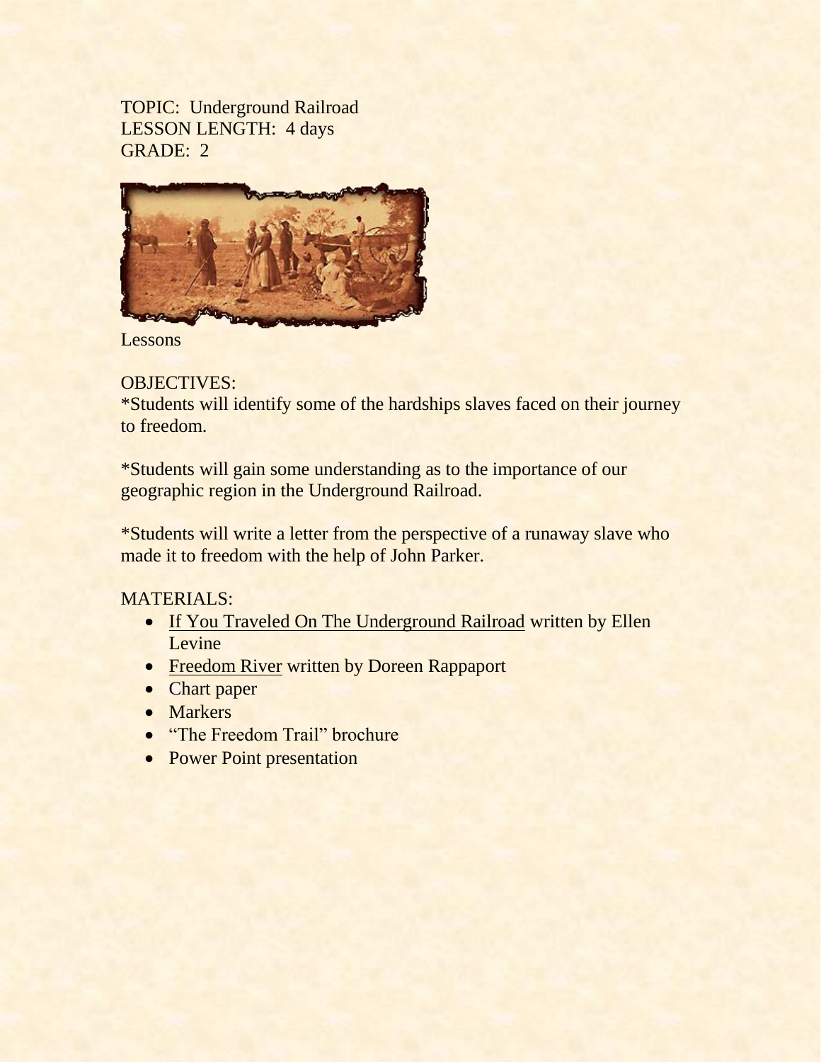TOPIC: Underground Railroad
LESSON LENGTH: 4 days
GRADE: 2

Lessons

OBJECTIVES:

*Students will identify some of the hardships slaves faced on their journey to freedom.

*Students will gain some understanding as to the importance of our geographic region in the Underground Railroad.

*Students will write a letter from the perspective of a runaway slave who made it to freedom with the help of John Parker.

MATERIALS:

- <u>If You Traveled On The Underground Railroad</u> written by Ellen Levine
- <u>Freedom River</u> written by Doreen Rappaport
- Chart paper
- Markers
- "The Freedom Trail" brochure
- Power Point presentation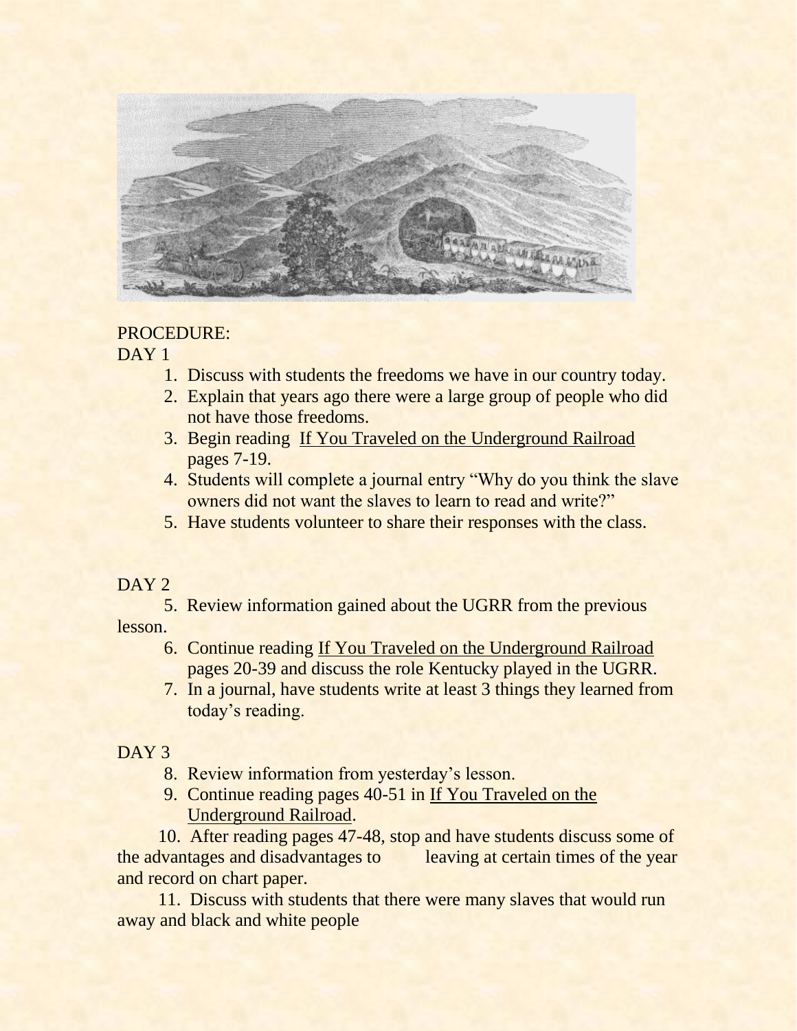PROCEDURE:

DAY 1

1. Discuss with students the freedoms we have in our country today.
2. Explain that years ago there were a large group of people who did not have those freedoms.
3. Begin reading If You Traveled on the Underground Railroad pages 7-19.
4. Students will complete a journal entry "Why do you think the slave owners did not want the slaves to learn to read and write?"
5. Have students volunteer to share their responses with the class.

DAY 2

5. Review information gained about the UGRR from the previous lesson.
6. Continue reading If You Traveled on the Underground Railroad pages 20-39 and discuss the role Kentucky played in the UGRR.
7. In a journal, have students write at least 3 things they learned from today's reading.

DAY 3

8. Review information from yesterday's lesson.
9. Continue reading pages 40-51 in If You Traveled on the Underground Railroad.
10. After reading pages 47-48, stop and have students discuss some of the advantages and disadvantages to leaving at certain times of the year and record on chart paper.
11. Discuss with students that there were many slaves that would run away and black and white people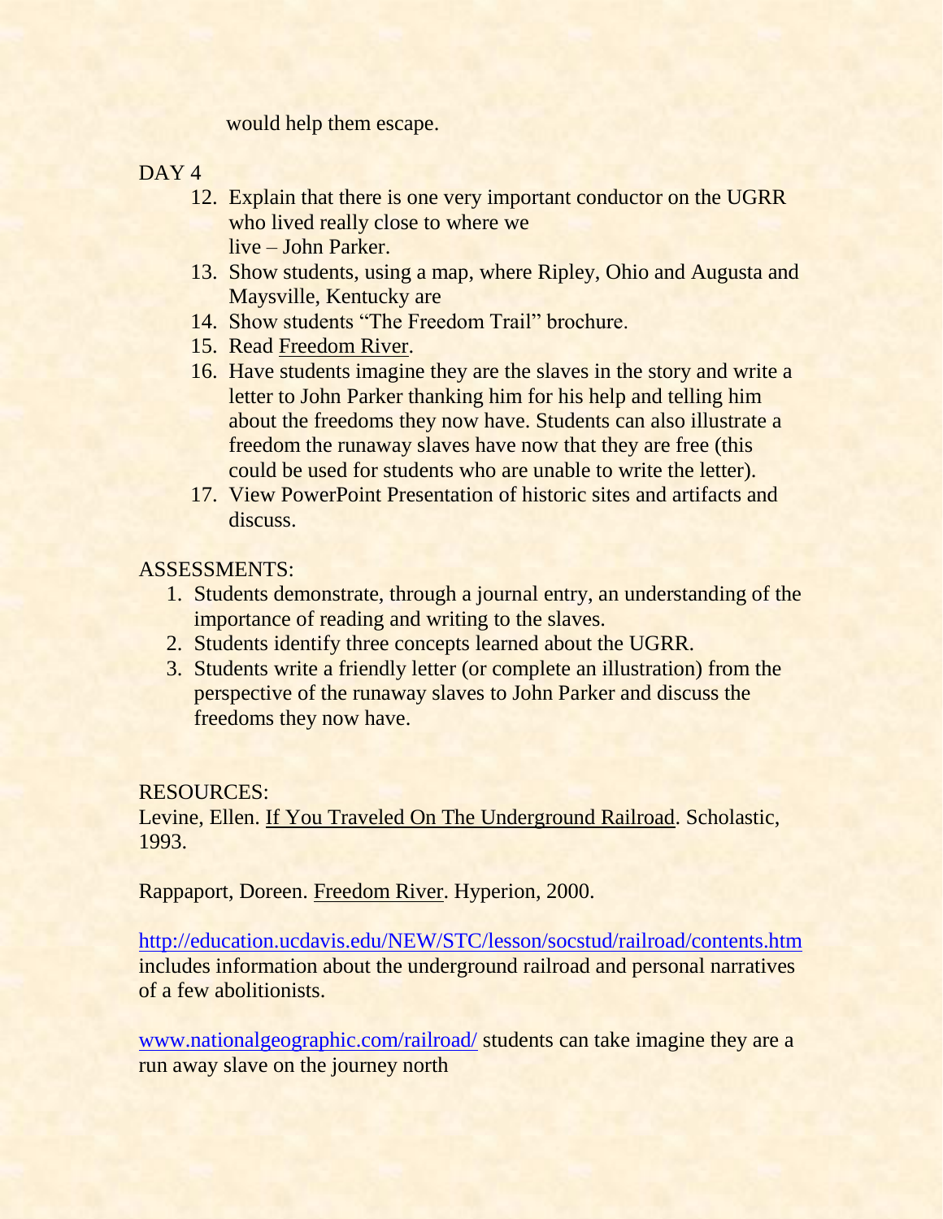would help them escape.

DAY 4

12. Explain that there is one very important conductor on the UGRR who lived really close to where we live – John Parker.
13. Show students, using a map, where Ripley, Ohio and Augusta and Maysville, Kentucky are
14. Show students "The Freedom Trail" brochure.
15. Read Freedom River.
16. Have students imagine they are the slaves in the story and write a letter to John Parker thanking him for his help and telling him about the freedoms they now have. Students can also illustrate a freedom the runaway slaves have now that they are free (this could be used for students who are unable to write the letter).
17. View PowerPoint Presentation of historic sites and artifacts and discuss.

ASSESSMENTS:

1. Students demonstrate, through a journal entry, an understanding of the importance of reading and writing to the slaves.
2. Students identify three concepts learned about the UGRR.
3. Students write a friendly letter (or complete an illustration) from the perspective of the runaway slaves to John Parker and discuss the freedoms they now have.

RESOURCES:

Levine, Ellen. If You Traveled On The Underground Railroad. Scholastic, 1993.

Rappaport, Doreen. Freedom River. Hyperion, 2000.

http://education.ucdavis.edu/NEW/STC/lesson/socstud/railroad/contents.htm includes information about the underground railroad and personal narratives of a few abolitionists.

www.nationalgeographic.com/railroad/ students can take imagine they are a run away slave on the journey north